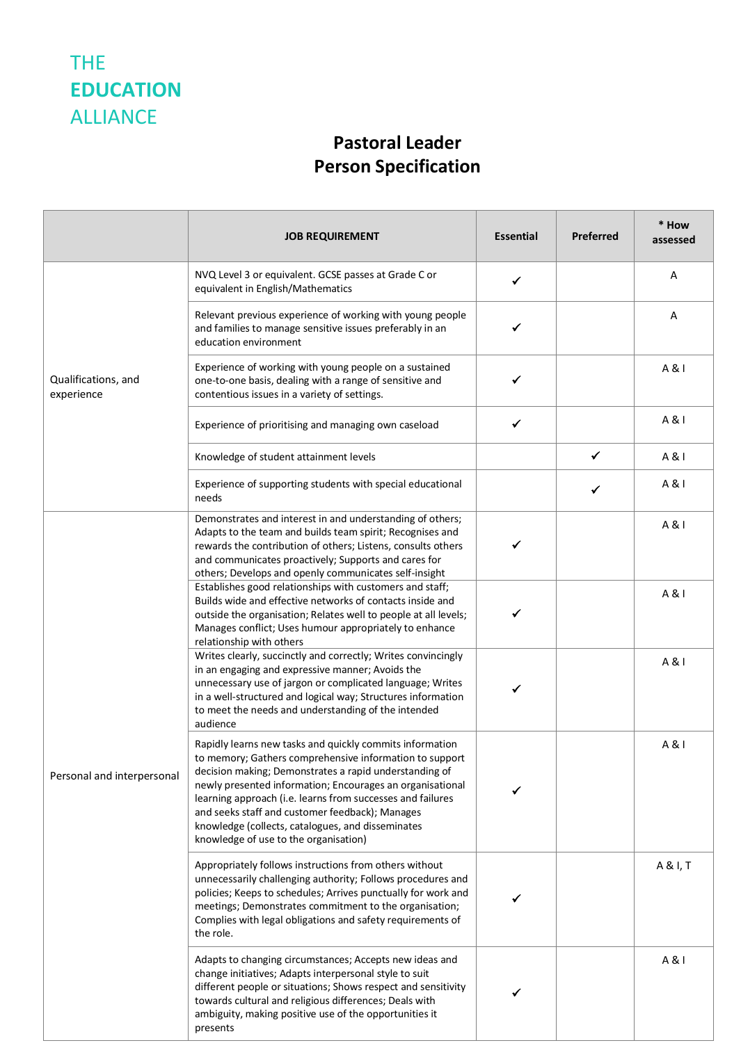THE
**EDUCATION**
ALLIANCE

# Pastoral Leader
# Person Specification

| | JOB REQUIREMENT | Essential | Preferred | * How assessed |
|---|---|---|---|---|
| Qualifications, and experience | NVQ Level 3 or equivalent. GCSE passes at Grade C or equivalent in English/Mathematics | ✔ | | A |
| | Relevant previous experience of working with young people and families to manage sensitive issues preferably in an education environment | ✔ | | A |
| | Experience of working with young people on a sustained one-to-one basis, dealing with a range of sensitive and contentious issues in a variety of settings. | ✔ | | A & I |
| | Experience of prioritising and managing own caseload | ✔ | | A & I |
| | Knowledge of student attainment levels | | ✔ | A & I |
| | Experience of supporting students with special educational needs | | ✔ | A & I |
| Personal and interpersonal | Demonstrates and interest in and understanding of others; Adapts to the team and builds team spirit; Recognises and rewards the contribution of others; Listens, consults others and communicates proactively; Supports and cares for others; Develops and openly communicates self-insight | ✔ | | A & I |
| | Establishes good relationships with customers and staff; Builds wide and effective networks of contacts inside and outside the organisation; Relates well to people at all levels; Manages conflict; Uses humour appropriately to enhance relationship with others | ✔ | | A & I |
| | Writes clearly, succinctly and correctly; Writes convincingly in an engaging and expressive manner; Avoids the unnecessary use of jargon or complicated language; Writes in a well-structured and logical way; Structures information to meet the needs and understanding of the intended audience | ✔ | | A & I |
| | Rapidly learns new tasks and quickly commits information to memory; Gathers comprehensive information to support decision making; Demonstrates a rapid understanding of newly presented information; Encourages an organisational learning approach (i.e. learns from successes and failures and seeks staff and customer feedback); Manages knowledge (collects, catalogues, and disseminates knowledge of use to the organisation) | ✔ | | A & I |
| | Appropriately follows instructions from others without unnecessarily challenging authority; Follows procedures and policies; Keeps to schedules; Arrives punctually for work and meetings; Demonstrates commitment to the organisation; Complies with legal obligations and safety requirements of the role. | ✔ | | A & I, T |
| | Adapts to changing circumstances; Accepts new ideas and change initiatives; Adapts interpersonal style to suit different people or situations; Shows respect and sensitivity towards cultural and religious differences; Deals with ambiguity, making positive use of the opportunities it presents | ✔ | | A & I |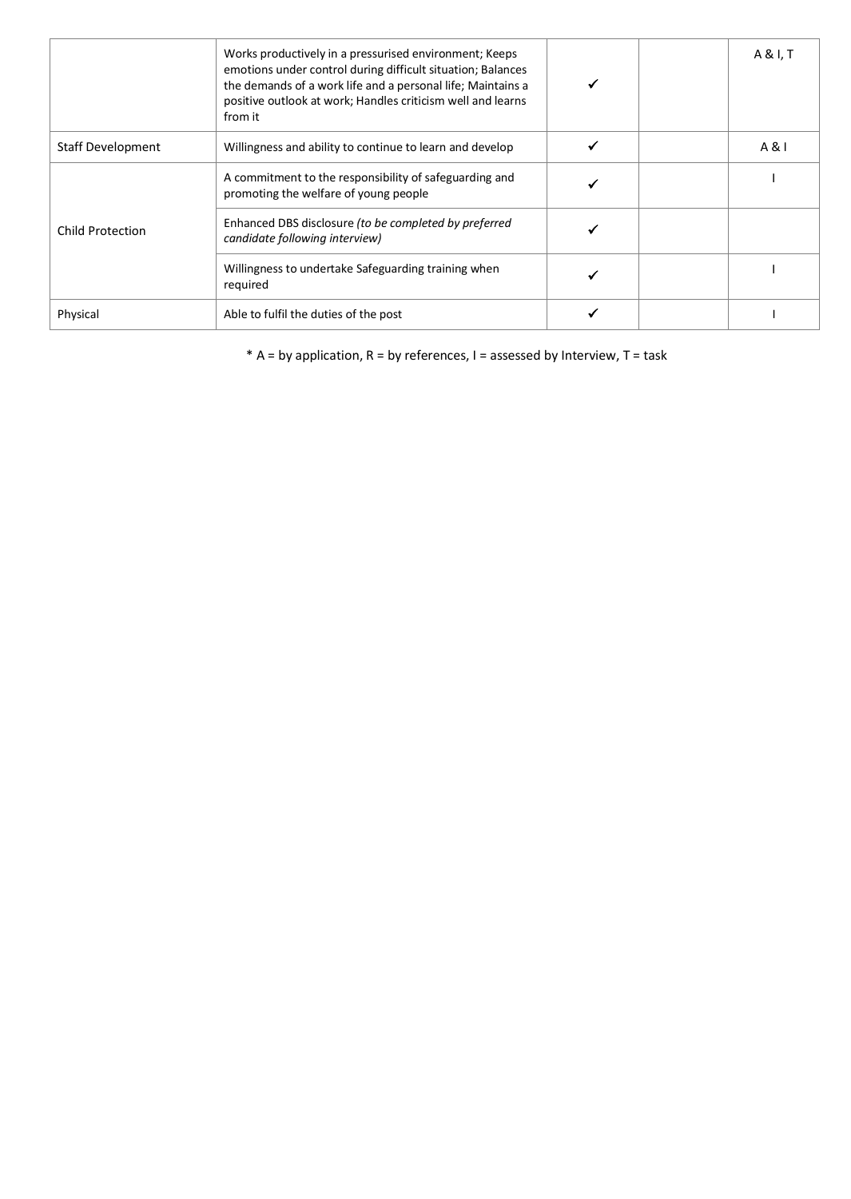| | | | | |
|---|---|---|---|---|
| | Works productively in a pressurised environment; Keeps emotions under control during difficult situation; Balances the demands of a work life and a personal life; Maintains a positive outlook at work; Handles criticism well and learns from it | ✓ | | A & I, T |
| Staff Development | Willingness and ability to continue to learn and develop | ✓ | | A & I |
| Child Protection | A commitment to the responsibility of safeguarding and promoting the welfare of young people | ✓ | | I |
| | Enhanced DBS disclosure *(to be completed by preferred candidate following interview)* | ✓ | | |
| | Willingness to undertake Safeguarding training when required | ✓ | | I |
| Physical | Able to fulfil the duties of the post | ✓ | | I |

* A = by application, R = by references, I = assessed by Interview, T = task